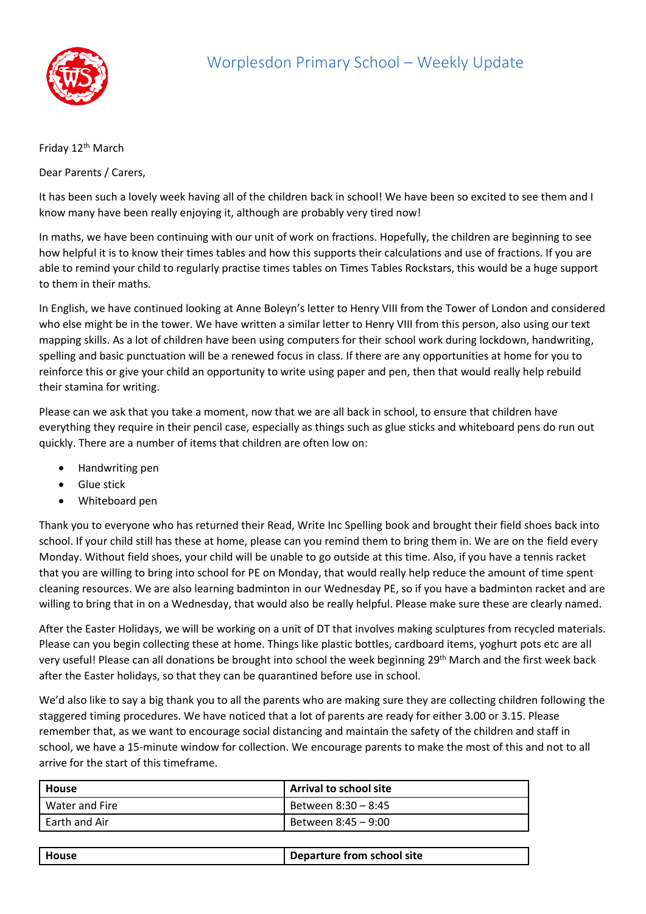# Worplesdon Primary School – Weekly Update

Friday 12th March

Dear Parents / Carers,

It has been such a lovely week having all of the children back in school! We have been so excited to see them and I know many have been really enjoying it, although are probably very tired now!

In maths, we have been continuing with our unit of work on fractions. Hopefully, the children are beginning to see how helpful it is to know their times tables and how this supports their calculations and use of fractions. If you are able to remind your child to regularly practise times tables on Times Tables Rockstars, this would be a huge support to them in their maths.

In English, we have continued looking at Anne Boleyn's letter to Henry VIII from the Tower of London and considered who else might be in the tower. We have written a similar letter to Henry VIII from this person, also using our text mapping skills. As a lot of children have been using computers for their school work during lockdown, handwriting, spelling and basic punctuation will be a renewed focus in class. If there are any opportunities at home for you to reinforce this or give your child an opportunity to write using paper and pen, then that would really help rebuild their stamina for writing.

Please can we ask that you take a moment, now that we are all back in school, to ensure that children have everything they require in their pencil case, especially as things such as glue sticks and whiteboard pens do run out quickly. There are a number of items that children are often low on:

- Handwriting pen
- Glue stick
- Whiteboard pen

Thank you to everyone who has returned their Read, Write Inc Spelling book and brought their field shoes back into school. If your child still has these at home, please can you remind them to bring them in. We are on the field every Monday. Without field shoes, your child will be unable to go outside at this time. Also, if you have a tennis racket that you are willing to bring into school for PE on Monday, that would really help reduce the amount of time spent cleaning resources. We are also learning badminton in our Wednesday PE, so if you have a badminton racket and are willing to bring that in on a Wednesday, that would also be really helpful. Please make sure these are clearly named.

After the Easter Holidays, we will be working on a unit of DT that involves making sculptures from recycled materials. Please can you begin collecting these at home. Things like plastic bottles, cardboard items, yoghurt pots etc are all very useful! Please can all donations be brought into school the week beginning 29th March and the first week back after the Easter holidays, so that they can be quarantined before use in school.

We'd also like to say a big thank you to all the parents who are making sure they are collecting children following the staggered timing procedures. We have noticed that a lot of parents are ready for either 3.00 or 3.15. Please remember that, as we want to encourage social distancing and maintain the safety of the children and staff in school, we have a 15-minute window for collection. We encourage parents to make the most of this and not to all arrive for the start of this timeframe.

| House | Arrival to school site |
|---|---|
| Water and Fire | Between 8:30 – 8:45 |
| Earth and Air | Between 8:45 – 9:00 |

| House | Departure from school site |
|---|---|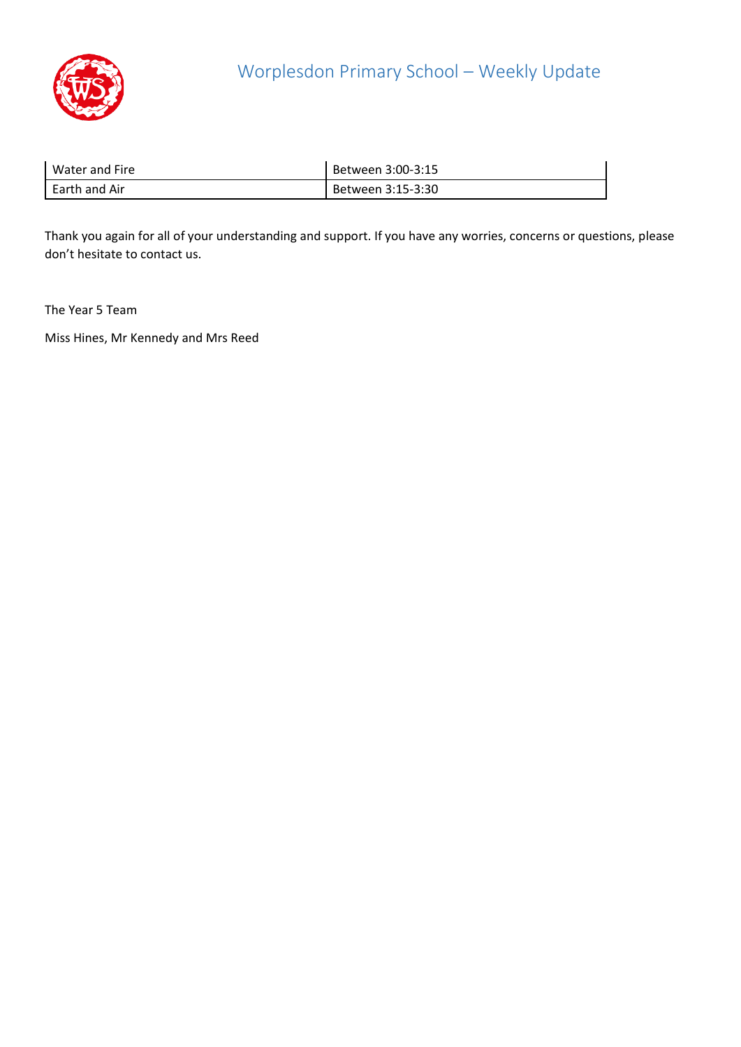Worplesdon Primary School – Weekly Update

| | |
|---|---|
| Water and Fire | Between 3:00-3:15 |
| Earth and Air | Between 3:15-3:30 |

Thank you again for all of your understanding and support. If you have any worries, concerns or questions, please don't hesitate to contact us.

The Year 5 Team

Miss Hines, Mr Kennedy and Mrs Reed